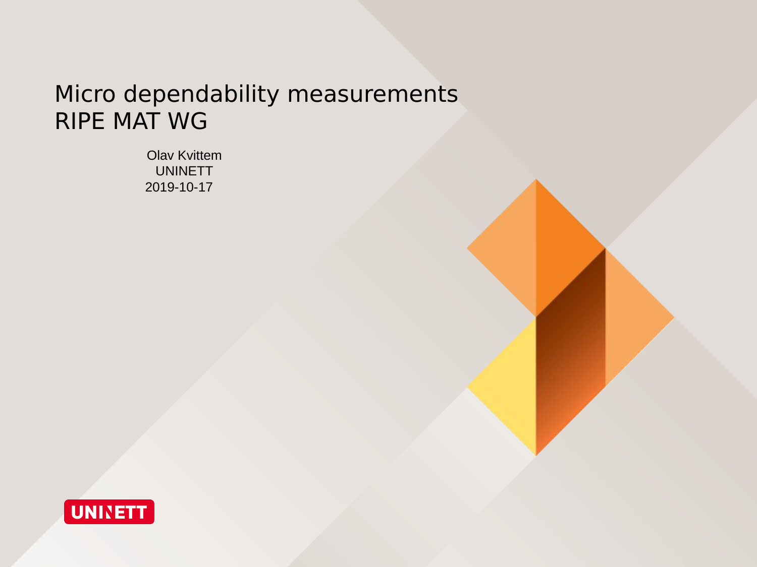# Micro dependability measurements
# RIPE MAT WG

Olav Kvittem

UNINETT

2019-10-17

UNINETT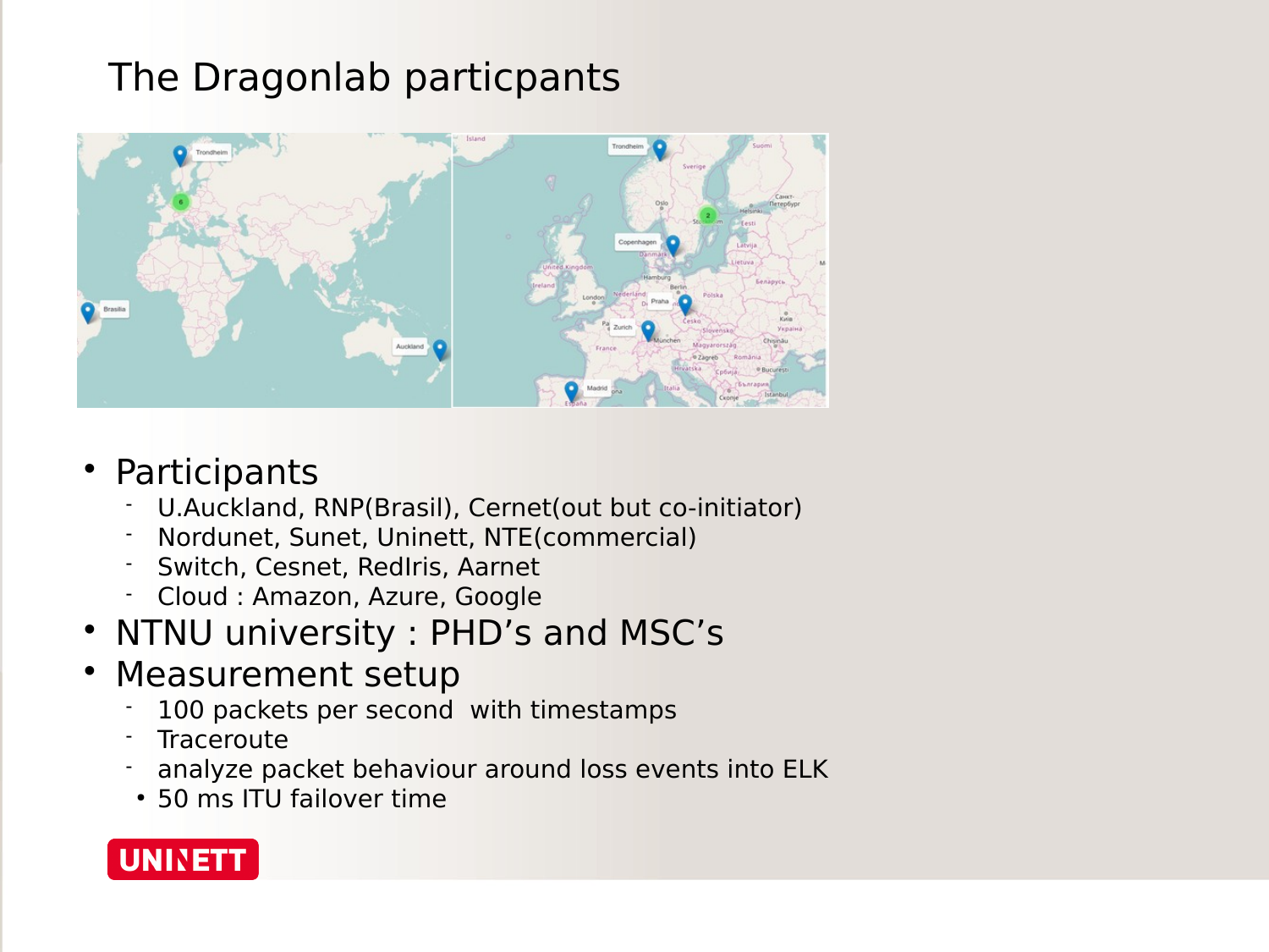# The Dragonlab particpants

- Participants
  - U.Auckland, RNP(Brasil), Cernet(out but co-initiator)
  - Nordunet, Sunet, Uninett, NTE(commercial)
  - Switch, Cesnet, RedIris, Aarnet
  - Cloud : Amazon, Azure, Google
- NTNU university : PHD's and MSC's
- Measurement setup
  - 100 packets per second with timestamps
  - Traceroute
  - analyze packet behaviour around loss events into ELK
    - 50 ms ITU failover time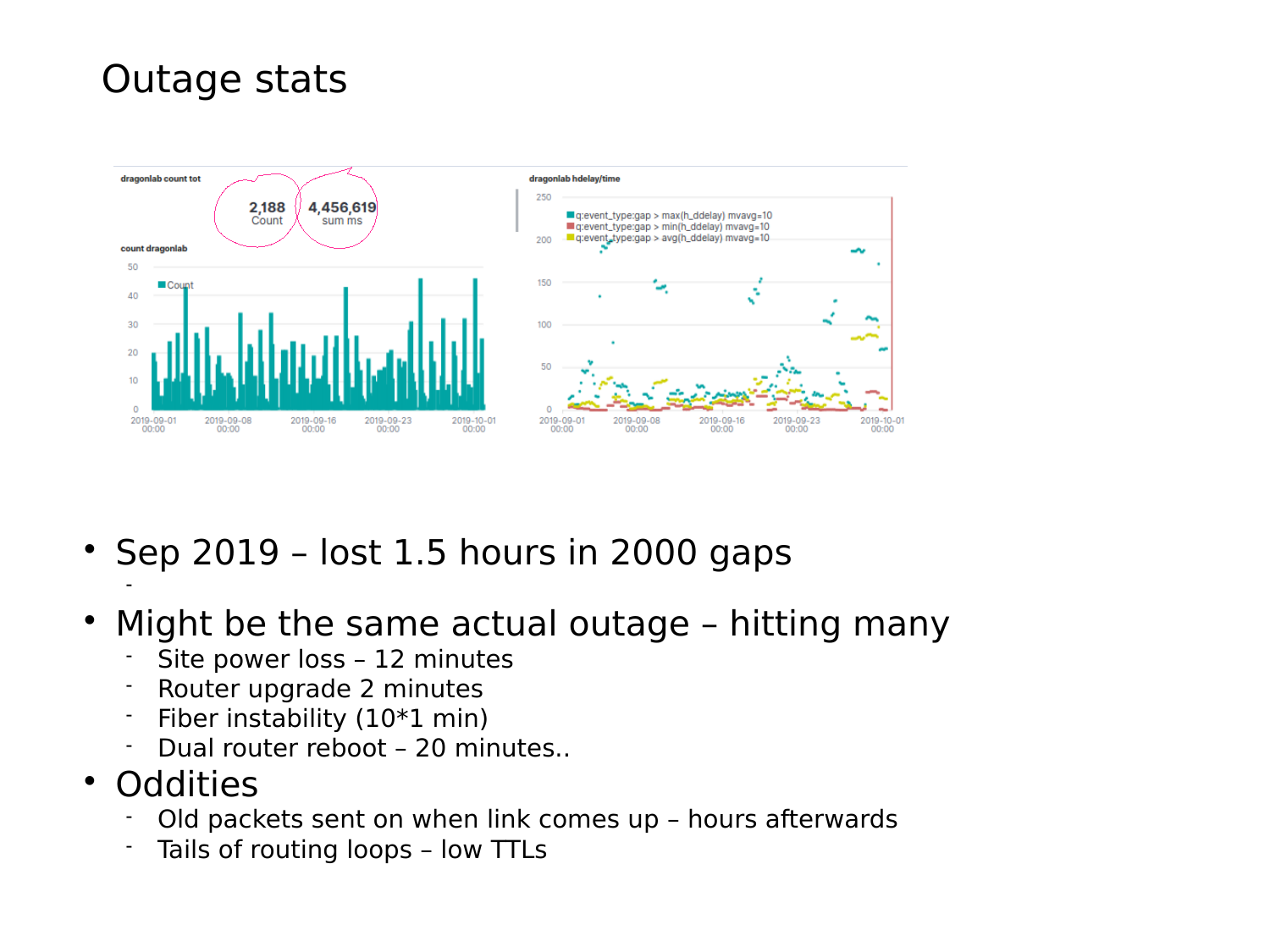# Outage stats

- Sep 2019 – lost 1.5 hours in 2000 gaps
  -
- Might be the same actual outage – hitting many
  - Site power loss – 12 minutes
  - Router upgrade 2 minutes
  - Fiber instability (10*1 min)
  - Dual router reboot – 20 minutes..
- Oddities
  - Old packets sent on when link comes up – hours afterwards
  - Tails of routing loops – low TTLs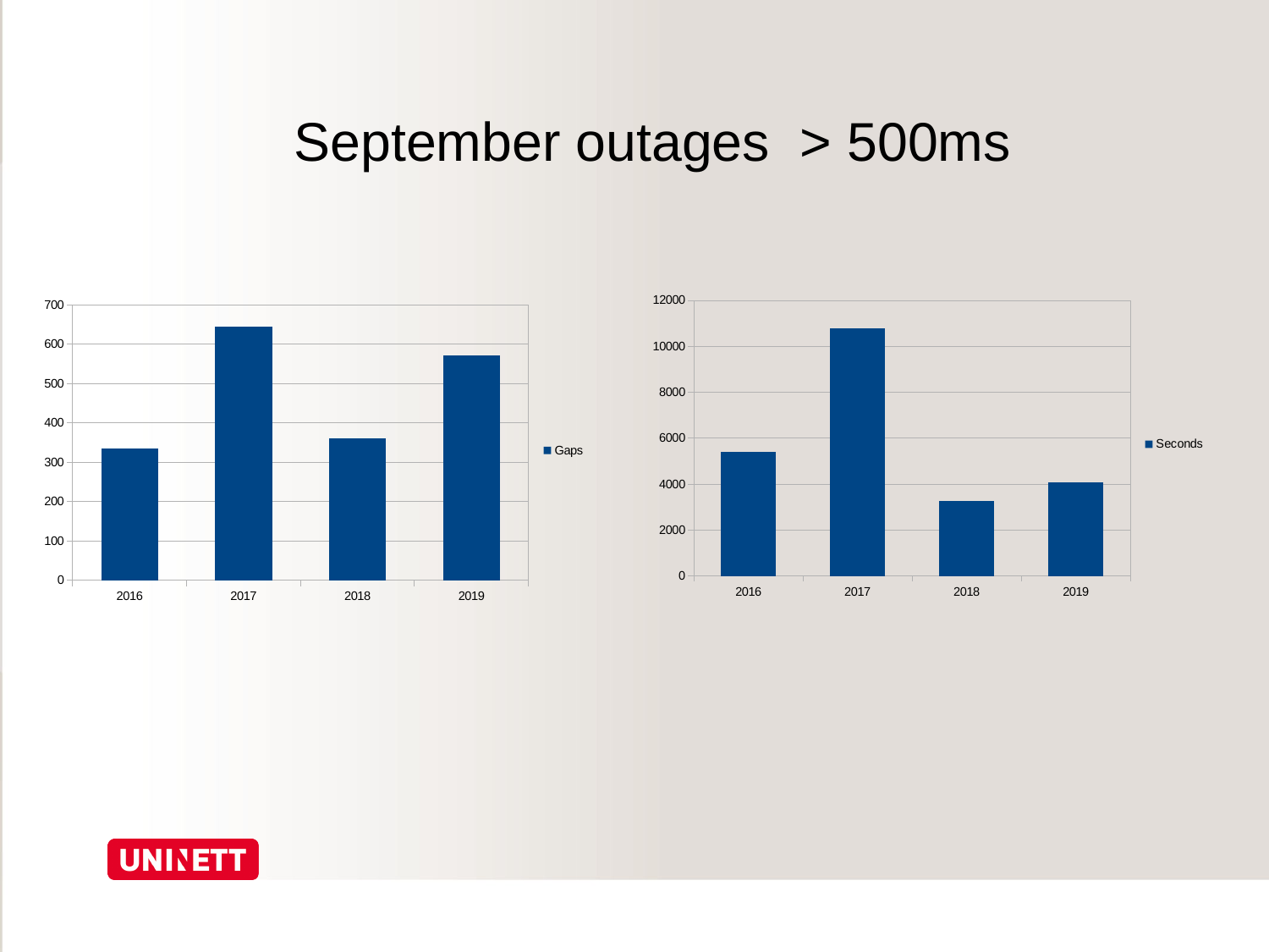# September outages > 500ms

| | 2016 | 2017 | 2018 | 2019 |
|---|---|---|---|---|
| Gaps | 335 | 645 | 360 | 570 |

| | 2016 | 2017 | 2018 | 2019 |
|---|---|---|---|---|
| Seconds | 5400 | 10800 | 3250 | 4050 |

UNINETT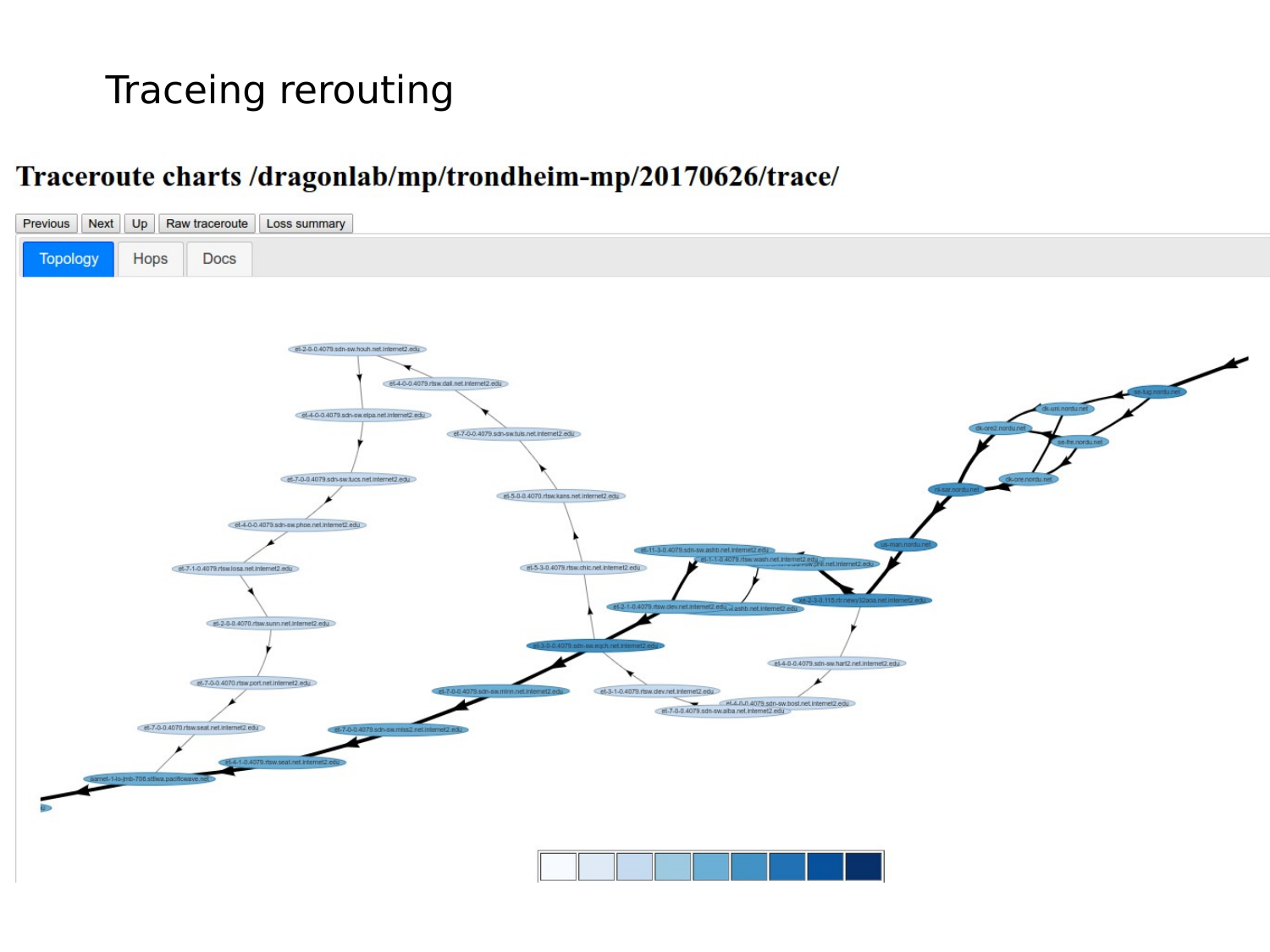# Traceing rerouting

## Traceroute charts /dragonlab/mp/trondheim-mp/20170626/trace/

Previous | Next | Up | Raw traceroute | Loss summary

Topology | Hops | Docs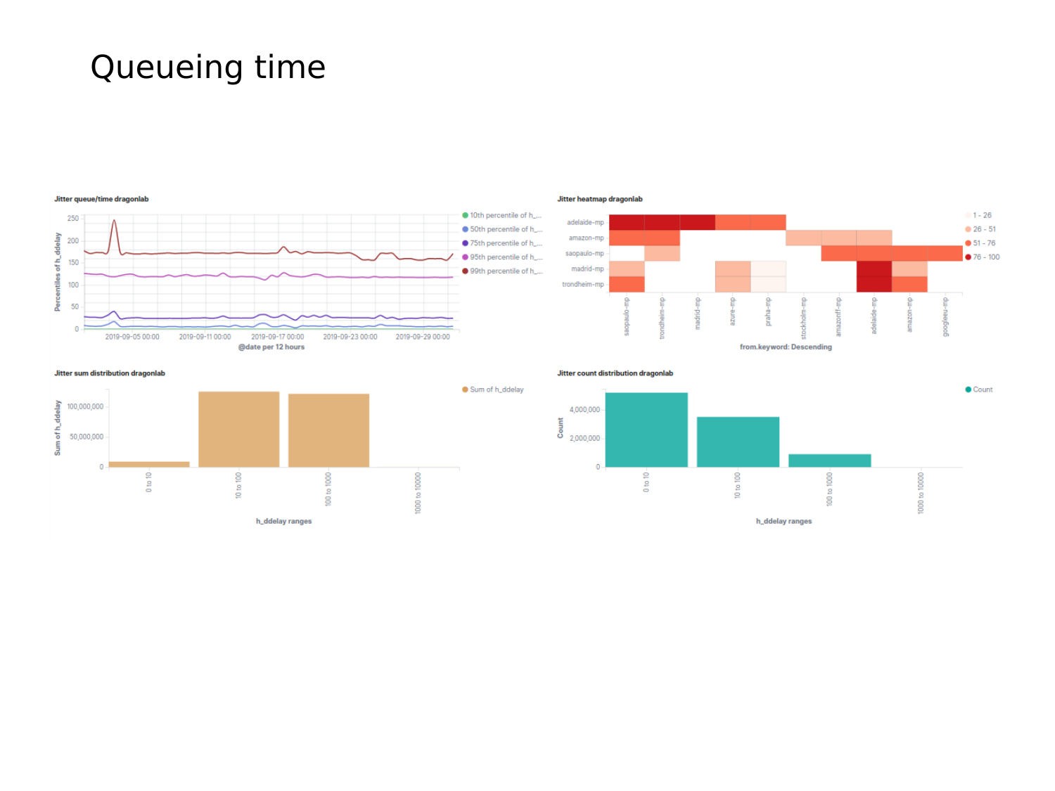# Queueing time

Jitter queue/time dragonlab

Percentiles of h_ddelay

250
200
150
100
50
0

2019-09-05 00:00 2019-09-11 00:00 2019-09-17 00:00 2019-09-23 00:00 2019-09-29 00:00

@date per 12 hours

- 10th percentile of h_...
- 50th percentile of h_...
- 75th percentile of h_...
- 95th percentile of h_...
- 99th percentile of h_...

Jitter heatmap dragonlab

adelaide-mp
amazon-mp
saopaulo-mp
madrid-mp
trondheim-mp

saopaulo-mp trondheim-mp madrid-mp azure-mp praha-mp stockholm-mp amazonff-mp adelaide-mp amazon-mp googleeu-mp

from.keyword: Descending

- 1 - 26
- 26 - 51
- 51 - 76
- 76 - 100

Jitter sum distribution dragonlab

Sum of h_ddelay

100,000,000
50,000,000
0

0 to 10 10 to 100 100 to 1000 1000 to 10000

h_ddelay ranges

- Sum of h_ddelay

Jitter count distribution dragonlab

Count

4,000,000
2,000,000
0

0 to 10 10 to 100 100 to 1000 1000 to 10000

h_ddelay ranges

- Count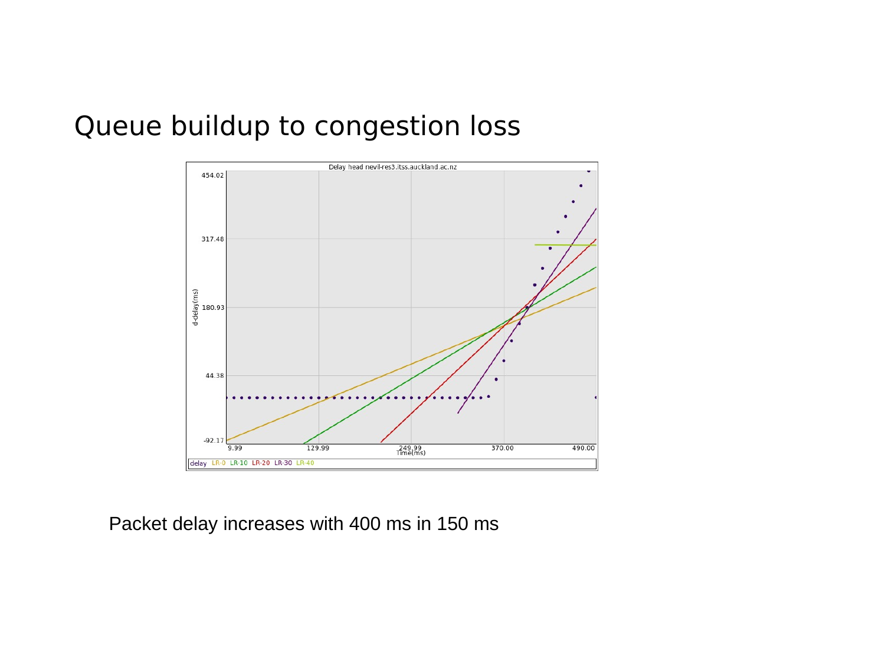# Queue buildup to congestion loss

Packet delay increases with 400 ms in 150 ms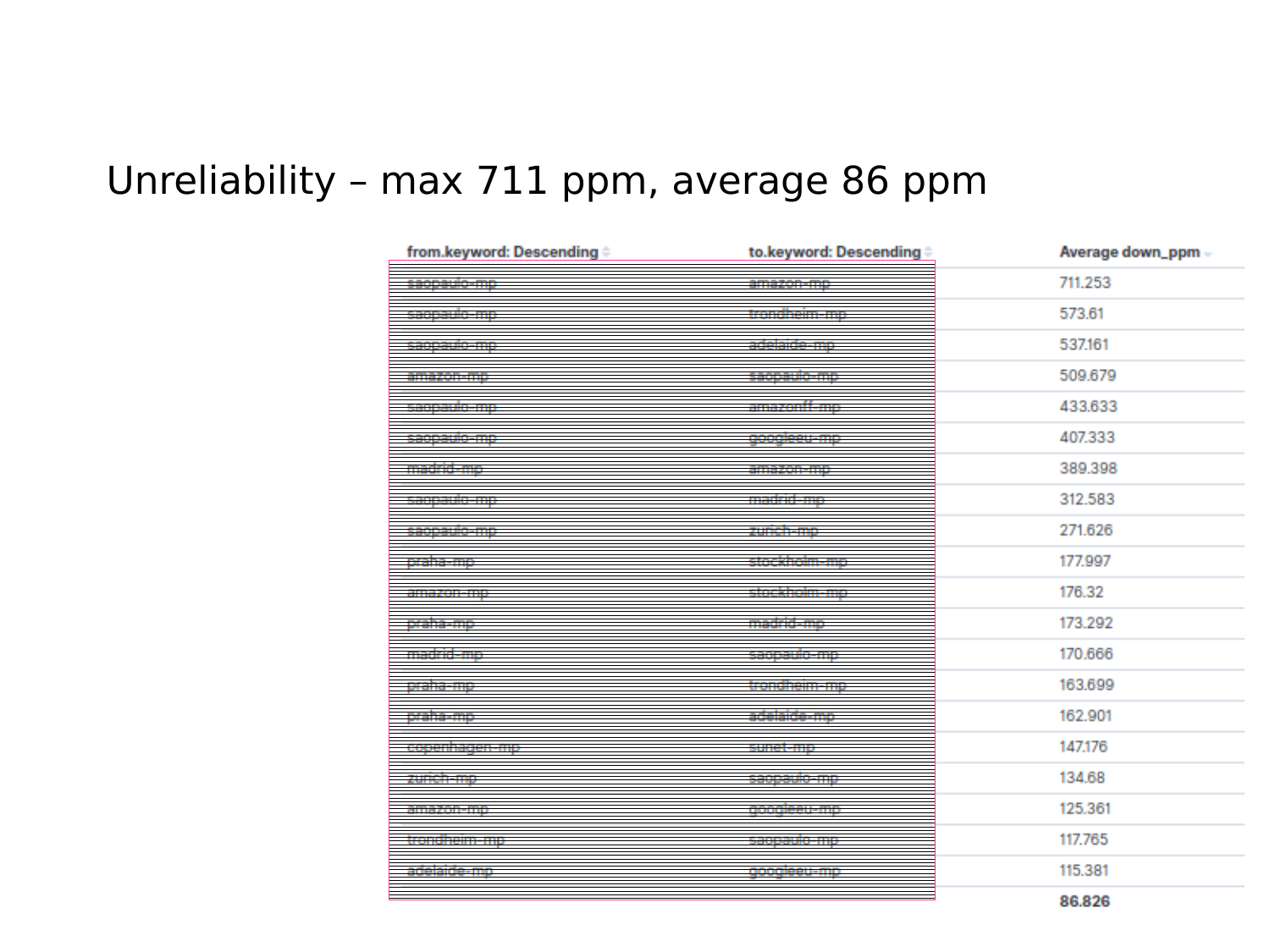# Unreliability – max 711 ppm, average 86 ppm

| from.keyword: Descending | to.keyword: Descending | Average down_ppm |
|---|---|---|
| saopaulo-mp | amazon-mp | 711.253 |
| saopaulo-mp | trondheim-mp | 573.61 |
| saopaulo-mp | adelaide-mp | 537.161 |
| amazon-mp | saopaulo-mp | 509.679 |
| saopaulo-mp | amazonff-mp | 433.633 |
| saopaulo-mp | googleeu-mp | 407.333 |
| madrid-mp | amazon-mp | 389.398 |
| saopaulo-mp | madrid-mp | 312.583 |
| saopaulo-mp | zurich-mp | 271.626 |
| praha-mp | stockholm-mp | 177.997 |
| amazon-mp | stockholm-mp | 176.32 |
| praha-mp | madrid-mp | 173.292 |
| madrid-mp | saopaulo-mp | 170.666 |
| praha-mp | trondheim-mp | 163.699 |
| praha-mp | adelaide-mp | 162.901 |
| copenhagen-mp | sunet-mp | 147.176 |
| zurich-mp | saopaulo-mp | 134.68 |
| amazon-mp | googleeu-mp | 125.361 |
| trondheim-mp | saopaulo-mp | 117.765 |
| adelaide-mp | googleeu-mp | 115.381 |
| | | **86.826** |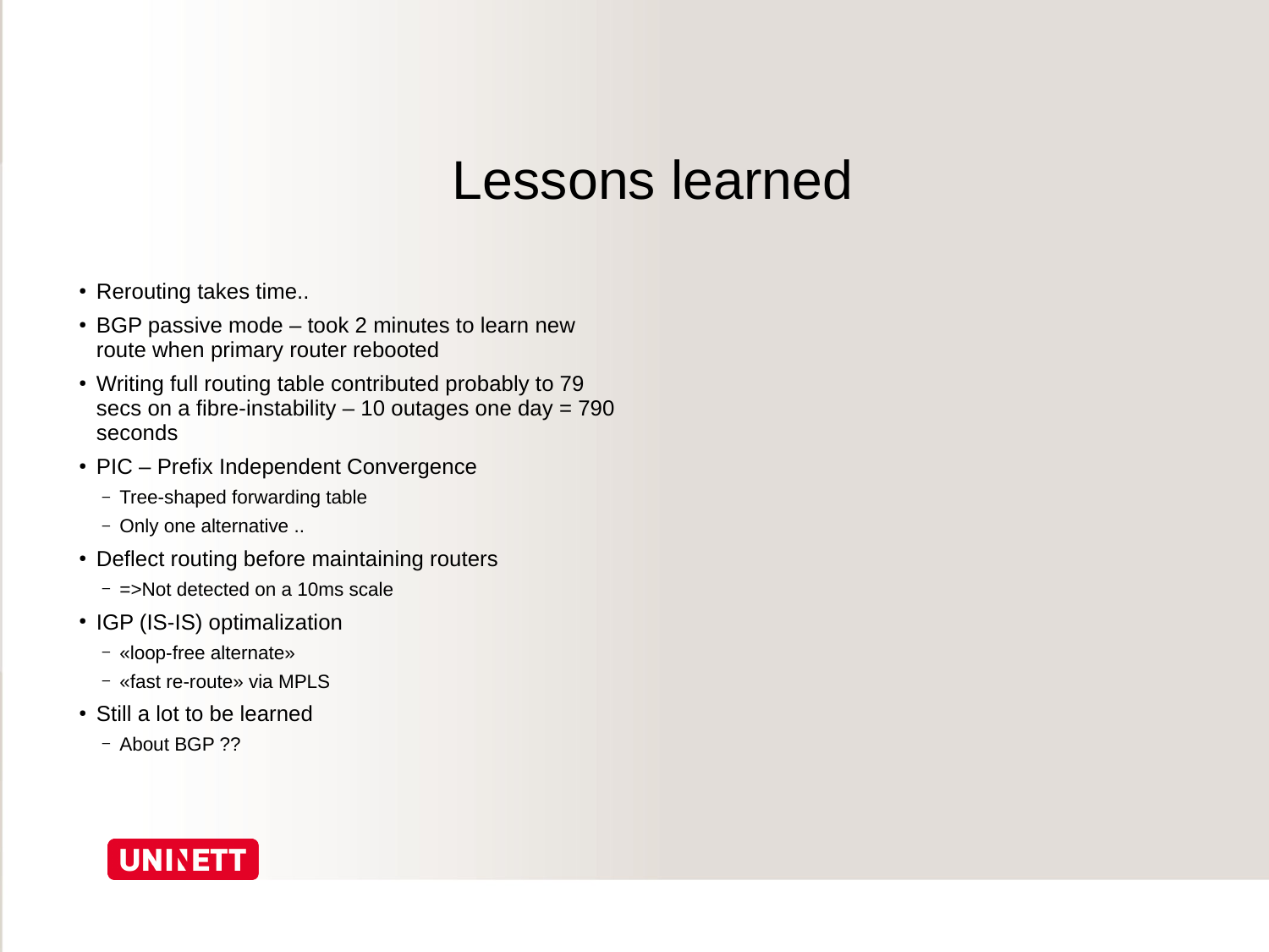# Lessons learned

- Rerouting takes time..
- BGP passive mode – took 2 minutes to learn new route when primary router rebooted
- Writing full routing table contributed probably to 79 secs on a fibre-instability – 10 outages one day = 790 seconds
- PIC – Prefix Independent Convergence
  - Tree-shaped forwarding table
  - Only one alternative ..
- Deflect routing before maintaining routers
  - =>Not detected on a 10ms scale
- IGP (IS-IS) optimalization
  - «loop-free alternate»
  - «fast re-route» via MPLS
- Still a lot to be learned
  - About BGP ??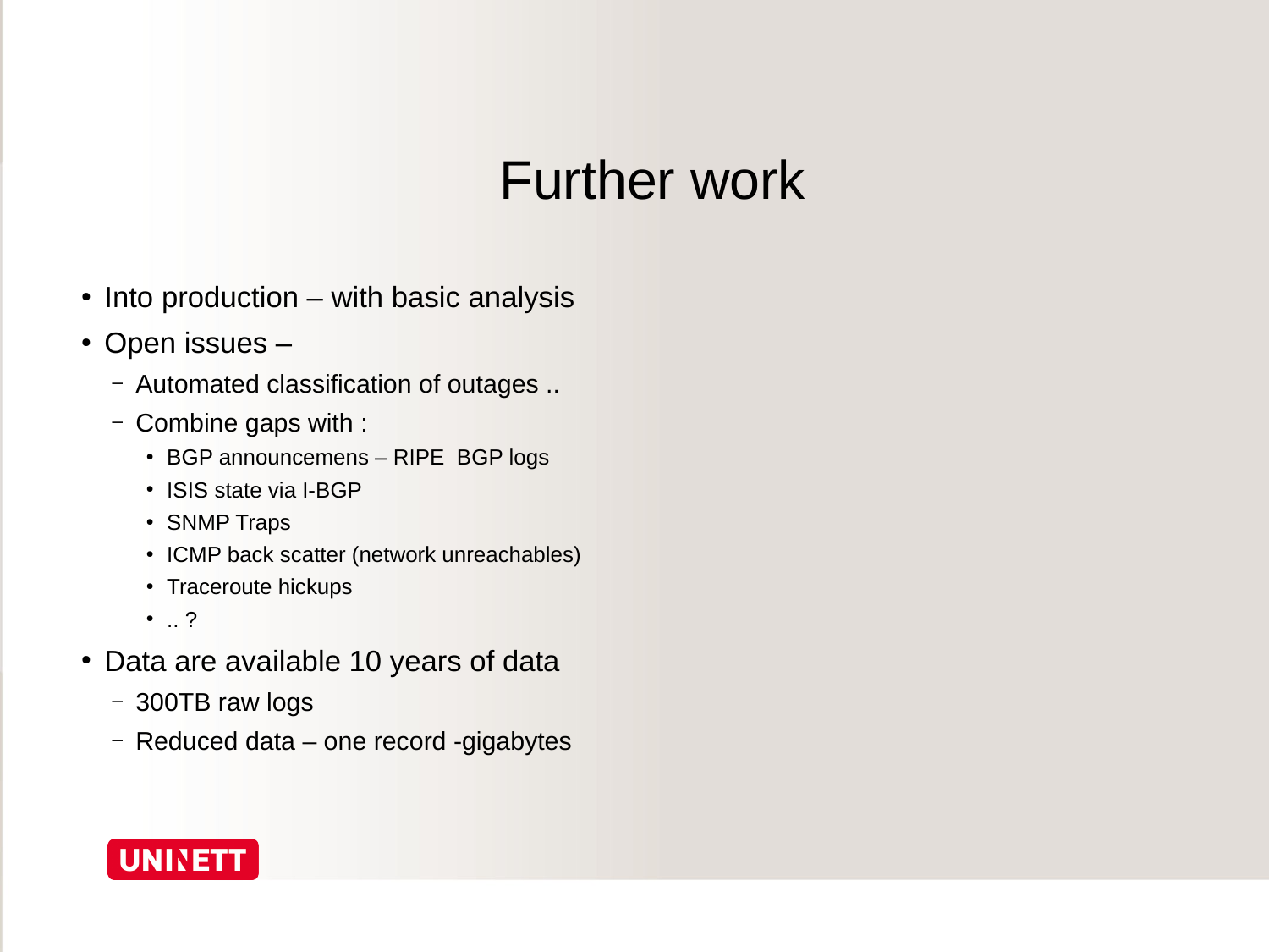# Further work

- Into production – with basic analysis
- Open issues –
  - Automated classification of outages ..
  - Combine gaps with :
    - BGP announcemens – RIPE  BGP logs
    - ISIS state via I-BGP
    - SNMP Traps
    - ICMP back scatter (network unreachables)
    - Traceroute hickups
    - .. ?
- Data are available 10 years of data
  - 300TB raw logs
  - Reduced data – one record -gigabytes

UNINETT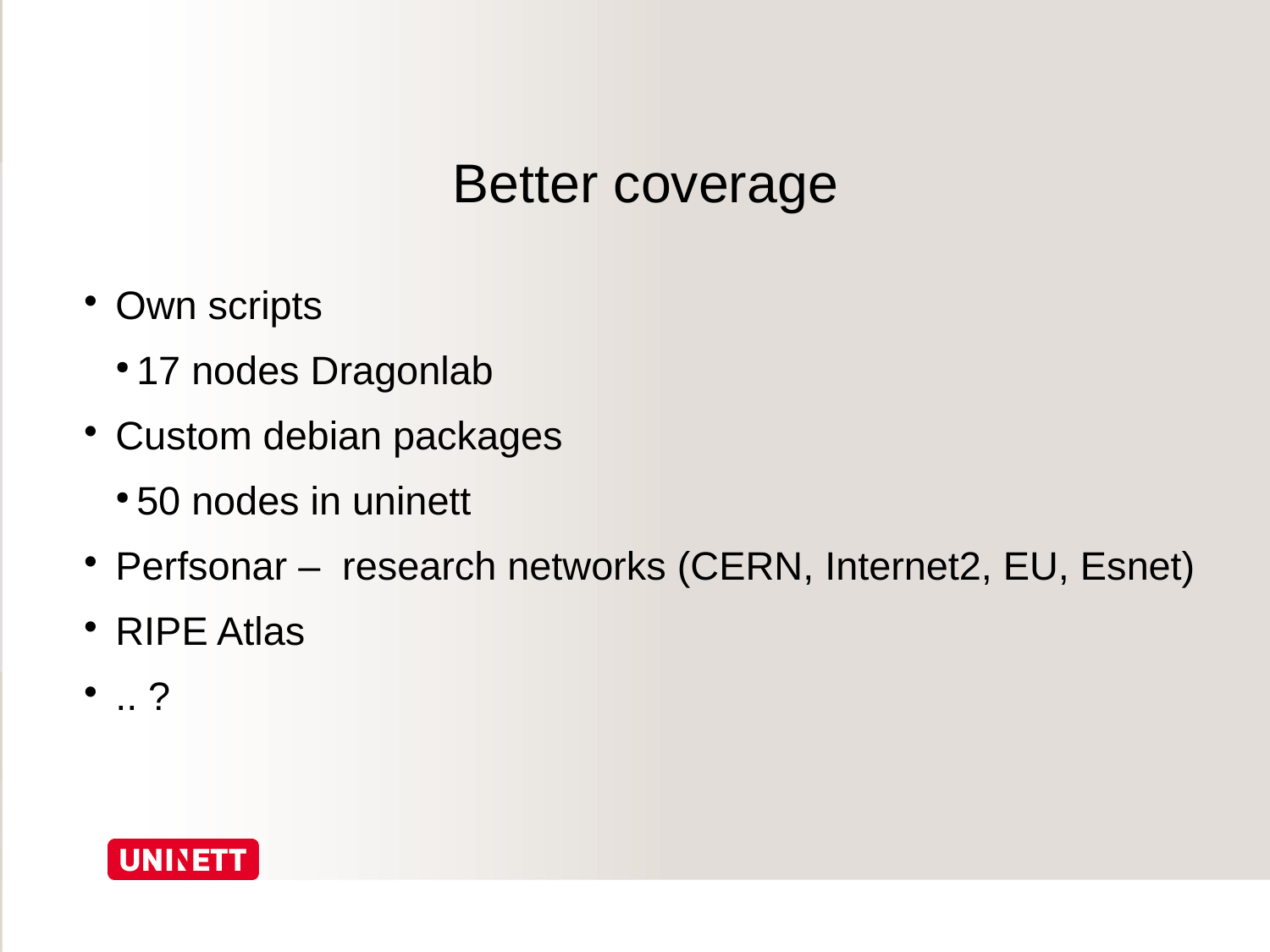# Better coverage

- Own scripts
  - 17 nodes Dragonlab
- Custom debian packages
  - 50 nodes in uninett
- Perfsonar – research networks (CERN, Internet2, EU, Esnet)
- RIPE Atlas
- .. ?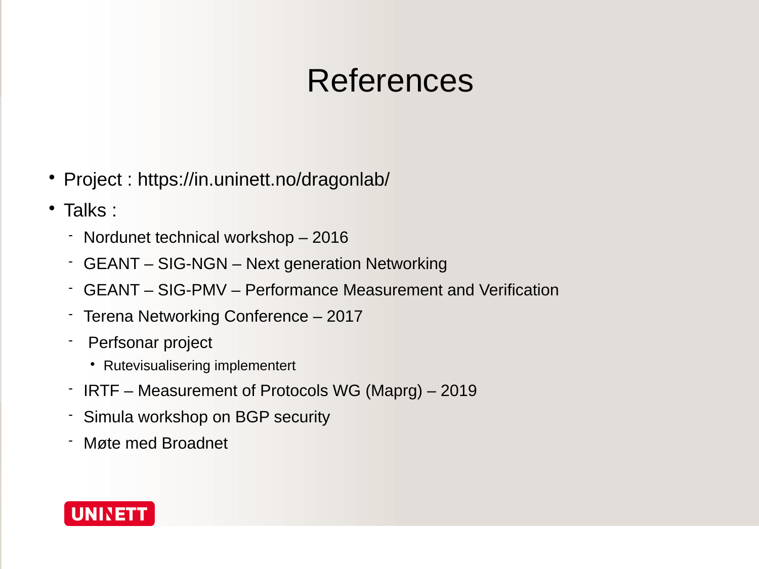# References

- Project : https://in.uninett.no/dragonlab/
- Talks :
  - Nordunet technical workshop – 2016
  - GEANT – SIG-NGN – Next generation Networking
  - GEANT – SIG-PMV – Performance Measurement and Verification
  - Terena Networking Conference – 2017
  - Perfsonar project
    - Rutevisualisering implementert
  - IRTF – Measurement of Protocols WG (Maprg) – 2019
  - Simula workshop on BGP security
  - Møte med Broadnet

UNINETT